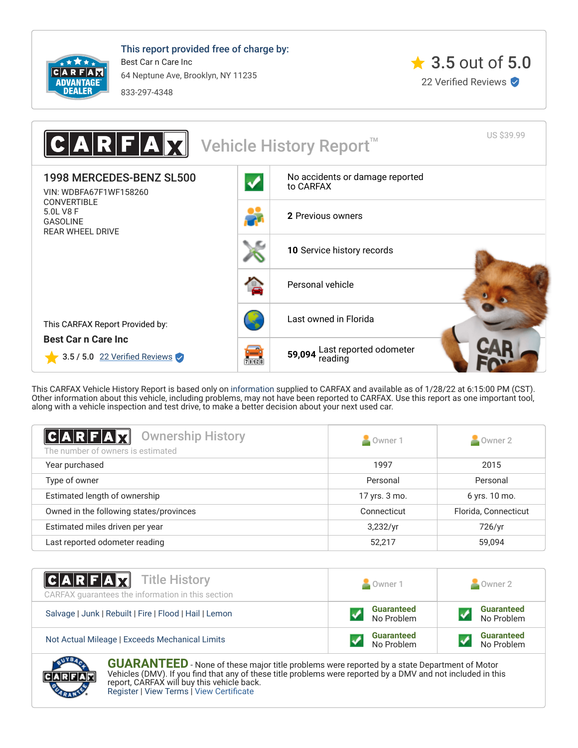This report provided free of charge by:

Best Car n Care Inc

64 Neptune Ave, Brooklyn, NY 11235

833-297-4348

3.5 out of 5.0

22 Verified Reviews

# CARFAX Vehicle History Report™

US $39.99

## 1998 MERCEDES-BENZ SL500

VIN: WDBFA67F1WF158260

CONVERTIBLE

5.0L V8 F

GASOLINE

REAR WHEEL DRIVE

This CARFAX Report Provided by:

**Best Car n Care Inc**

3.5 / 5.0 22 Verified Reviews

- No accidents or damage reported to CARFAX
- **2** Previous owners
- **10** Service history records
- Personal vehicle
- Last owned in Florida
- **59,094** Last reported odometer reading

This CARFAX Vehicle History Report is based only on information supplied to CARFAX and available as of 1/28/22 at 6:15:00 PM (CST). Other information about this vehicle, including problems, may not have been reported to CARFAX. Use this report as one important tool, along with a vehicle inspection and test drive, to make a better decision about your next used car.

## Ownership History

The number of owners is estimated

| | Owner 1 | Owner 2 |
|---|---|---|
| Year purchased | 1997 | 2015 |
| Type of owner | Personal | Personal |
| Estimated length of ownership | 17 yrs. 3 mo. | 6 yrs. 10 mo. |
| Owned in the following states/provinces | Connecticut | Florida, Connecticut |
| Estimated miles driven per year | 3,232/yr | 726/yr |
| Last reported odometer reading | 52,217 | 59,094 |

## Title History

CARFAX guarantees the information in this section

| | Owner 1 | Owner 2 |
|---|---|---|
| Salvage \| Junk \| Rebuilt \| Fire \| Flood \| Hail \| Lemon | Guaranteed No Problem | Guaranteed No Problem |
| Not Actual Mileage \| Exceeds Mechanical Limits | Guaranteed No Problem | Guaranteed No Problem |

**GUARANTEED** - None of these major title problems were reported by a state Department of Motor Vehicles (DMV). If you find that any of these title problems were reported by a DMV and not included in this report, CARFAX will buy this vehicle back.

Register | View Terms | View Certificate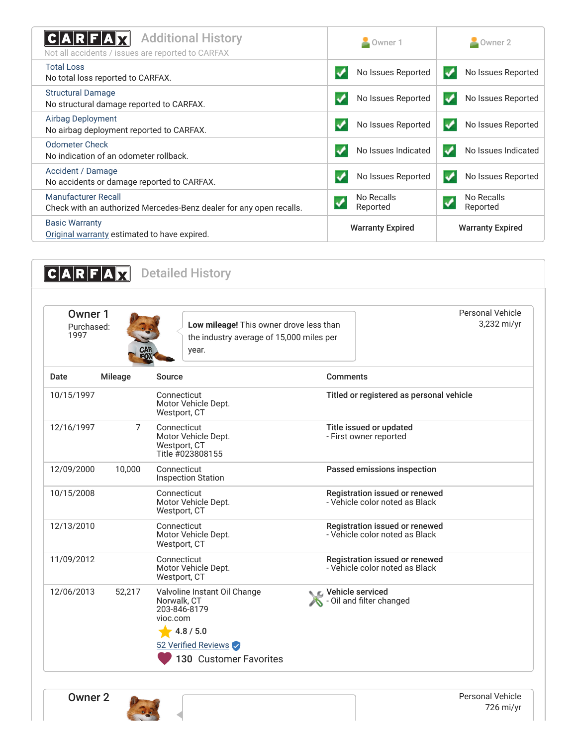## CARFAX Additional History

Not all accidents / issues are reported to CARFAX

| | Owner 1 | Owner 2 |
|---|---|---|
| **Total Loss**<br>No total loss reported to CARFAX. | No Issues Reported | No Issues Reported |
| **Structural Damage**<br>No structural damage reported to CARFAX. | No Issues Reported | No Issues Reported |
| **Airbag Deployment**<br>No airbag deployment reported to CARFAX. | No Issues Reported | No Issues Reported |
| **Odometer Check**<br>No indication of an odometer rollback. | No Issues Indicated | No Issues Indicated |
| **Accident / Damage**<br>No accidents or damage reported to CARFAX. | No Issues Reported | No Issues Reported |
| **Manufacturer Recall**<br>Check with an authorized Mercedes-Benz dealer for any open recalls. | No Recalls Reported | No Recalls Reported |
| **Basic Warranty**<br>Original warranty estimated to have expired. | Warranty Expired | Warranty Expired |

## CARFAX Detailed History

### Owner 1

Purchased: 1997

**Low mileage!** This owner drove less than the industry average of 15,000 miles per year.

Personal Vehicle
3,232 mi/yr

| Date | Mileage | Source | Comments |
|---|---|---|---|
| 10/15/1997 | | Connecticut<br>Motor Vehicle Dept.<br>Westport, CT | **Titled or registered as personal vehicle** |
| 12/16/1997 | 7 | Connecticut<br>Motor Vehicle Dept.<br>Westport, CT<br>Title #023808155 | **Title issued or updated**<br>- First owner reported |
| 12/09/2000 | 10,000 | Connecticut<br>Inspection Station | **Passed emissions inspection** |
| 10/15/2008 | | Connecticut<br>Motor Vehicle Dept.<br>Westport, CT | **Registration issued or renewed**<br>- Vehicle color noted as Black |
| 12/13/2010 | | Connecticut<br>Motor Vehicle Dept.<br>Westport, CT | **Registration issued or renewed**<br>- Vehicle color noted as Black |
| 11/09/2012 | | Connecticut<br>Motor Vehicle Dept.<br>Westport, CT | **Registration issued or renewed**<br>- Vehicle color noted as Black |
| 12/06/2013 | 52,217 | Valvoline Instant Oil Change<br>Norwalk, CT<br>203-846-8179<br>vioc.com<br>4.8 / 5.0<br>52 Verified Reviews<br>130 Customer Favorites | **Vehicle serviced**<br>- Oil and filter changed |

### Owner 2

Personal Vehicle
726 mi/yr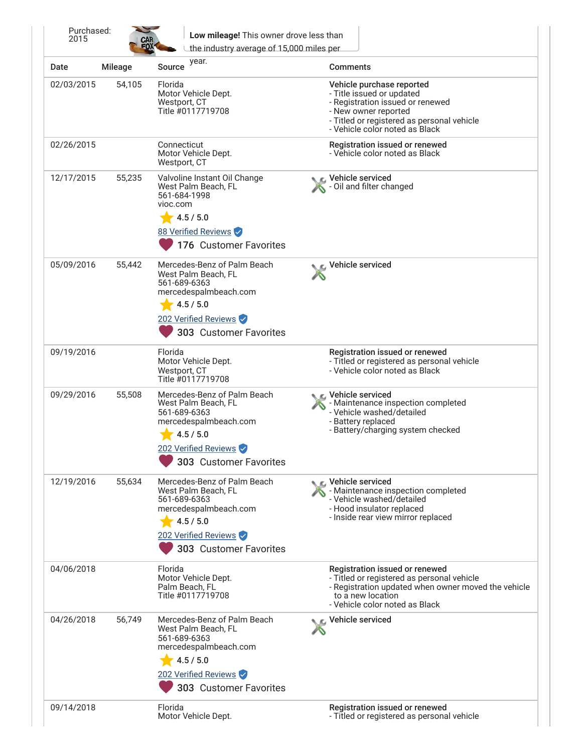Purchased: 2015

**Low mileage!** This owner drove less than the industry average of 15,000 miles per year.

| Date | Mileage | Source | Comments |
|---|---|---|---|
| 02/03/2015 | 54,105 | Florida Motor Vehicle Dept. Westport, CT Title #0117719708 | **Vehicle purchase reported** - Title issued or updated - Registration issued or renewed - New owner reported - Titled or registered as personal vehicle - Vehicle color noted as Black |
| 02/26/2015 | | Connecticut Motor Vehicle Dept. Westport, CT | **Registration issued or renewed** - Vehicle color noted as Black |
| 12/17/2015 | 55,235 | Valvoline Instant Oil Change West Palm Beach, FL 561-684-1998 vioc.com 4.5 / 5.0 88 Verified Reviews 176 Customer Favorites | **Vehicle serviced** - Oil and filter changed |
| 05/09/2016 | 55,442 | Mercedes-Benz of Palm Beach West Palm Beach, FL 561-689-6363 mercedespalmbeach.com 4.5 / 5.0 202 Verified Reviews 303 Customer Favorites | **Vehicle serviced** |
| 09/19/2016 | | Florida Motor Vehicle Dept. Westport, CT Title #0117719708 | **Registration issued or renewed** - Titled or registered as personal vehicle - Vehicle color noted as Black |
| 09/29/2016 | 55,508 | Mercedes-Benz of Palm Beach West Palm Beach, FL 561-689-6363 mercedespalmbeach.com 4.5 / 5.0 202 Verified Reviews 303 Customer Favorites | **Vehicle serviced** - Maintenance inspection completed - Vehicle washed/detailed - Battery replaced - Battery/charging system checked |
| 12/19/2016 | 55,634 | Mercedes-Benz of Palm Beach West Palm Beach, FL 561-689-6363 mercedespalmbeach.com 4.5 / 5.0 202 Verified Reviews 303 Customer Favorites | **Vehicle serviced** - Maintenance inspection completed - Vehicle washed/detailed - Hood insulator replaced - Inside rear view mirror replaced |
| 04/06/2018 | | Florida Motor Vehicle Dept. Palm Beach, FL Title #0117719708 | **Registration issued or renewed** - Titled or registered as personal vehicle - Registration updated when owner moved the vehicle to a new location - Vehicle color noted as Black |
| 04/26/2018 | 56,749 | Mercedes-Benz of Palm Beach West Palm Beach, FL 561-689-6363 mercedespalmbeach.com 4.5 / 5.0 202 Verified Reviews 303 Customer Favorites | **Vehicle serviced** |
| 09/14/2018 | | Florida Motor Vehicle Dept. | **Registration issued or renewed** - Titled or registered as personal vehicle |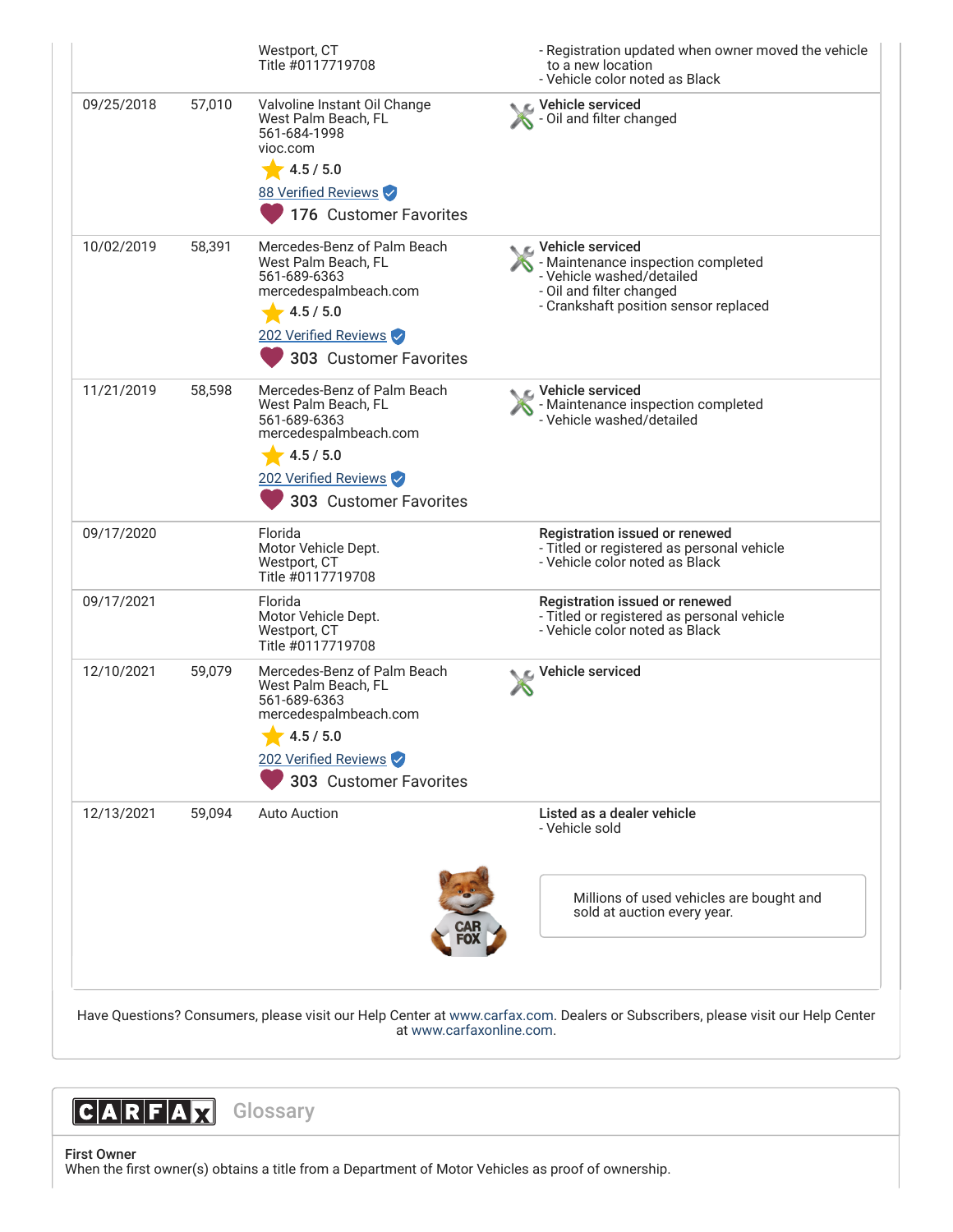| Date | Mileage | Source | Comments |
|---|---|---|---|
| | | Westport, CT<br>Title #0117719708 | - Registration updated when owner moved the vehicle to a new location<br>- Vehicle color noted as Black |
| 09/25/2018 | 57,010 | Valvoline Instant Oil Change<br>West Palm Beach, FL<br>561-684-1998<br>vioc.com<br>4.5 / 5.0<br>88 Verified Reviews<br>176 Customer Favorites | **Vehicle serviced**<br>- Oil and filter changed |
| 10/02/2019 | 58,391 | Mercedes-Benz of Palm Beach<br>West Palm Beach, FL<br>561-689-6363<br>mercedespalmbeach.com<br>4.5 / 5.0<br>202 Verified Reviews<br>303 Customer Favorites | **Vehicle serviced**<br>- Maintenance inspection completed<br>- Vehicle washed/detailed<br>- Oil and filter changed<br>- Crankshaft position sensor replaced |
| 11/21/2019 | 58,598 | Mercedes-Benz of Palm Beach<br>West Palm Beach, FL<br>561-689-6363<br>mercedespalmbeach.com<br>4.5 / 5.0<br>202 Verified Reviews<br>303 Customer Favorites | **Vehicle serviced**<br>- Maintenance inspection completed<br>- Vehicle washed/detailed |
| 09/17/2020 | | Florida<br>Motor Vehicle Dept.<br>Westport, CT<br>Title #0117719708 | **Registration issued or renewed**<br>- Titled or registered as personal vehicle<br>- Vehicle color noted as Black |
| 09/17/2021 | | Florida<br>Motor Vehicle Dept.<br>Westport, CT<br>Title #0117719708 | **Registration issued or renewed**<br>- Titled or registered as personal vehicle<br>- Vehicle color noted as Black |
| 12/10/2021 | 59,079 | Mercedes-Benz of Palm Beach<br>West Palm Beach, FL<br>561-689-6363<br>mercedespalmbeach.com<br>4.5 / 5.0<br>202 Verified Reviews<br>303 Customer Favorites | **Vehicle serviced** |
| 12/13/2021 | 59,094 | Auto Auction | **Listed as a dealer vehicle**<br>- Vehicle sold |

Millions of used vehicles are bought and sold at auction every year.

Have Questions? Consumers, please visit our Help Center at www.carfax.com. Dealers or Subscribers, please visit our Help Center at www.carfaxonline.com.

## CARFAX Glossary

**First Owner**
When the first owner(s) obtains a title from a Department of Motor Vehicles as proof of ownership.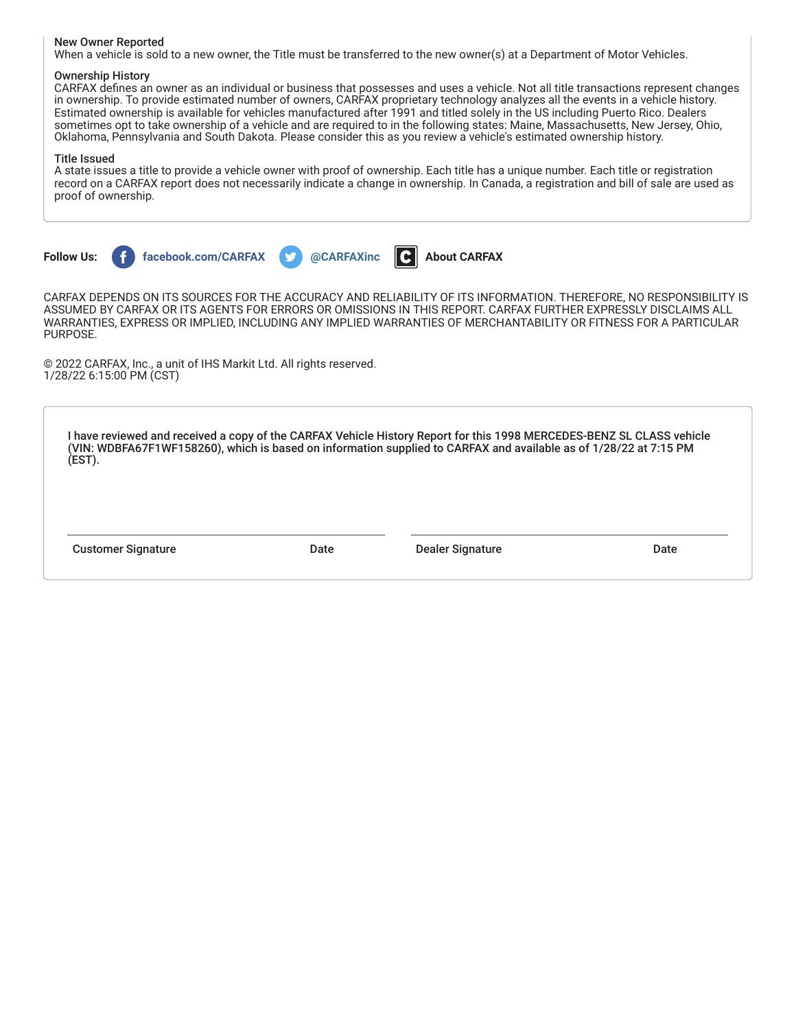**New Owner Reported**
When a vehicle is sold to a new owner, the Title must be transferred to the new owner(s) at a Department of Motor Vehicles.

**Ownership History**
CARFAX defines an owner as an individual or business that possesses and uses a vehicle. Not all title transactions represent changes in ownership. To provide estimated number of owners, CARFAX proprietary technology analyzes all the events in a vehicle history. Estimated ownership is available for vehicles manufactured after 1991 and titled solely in the US including Puerto Rico. Dealers sometimes opt to take ownership of a vehicle and are required to in the following states: Maine, Massachusetts, New Jersey, Ohio, Oklahoma, Pennsylvania and South Dakota. Please consider this as you review a vehicle's estimated ownership history.

**Title Issued**
A state issues a title to provide a vehicle owner with proof of ownership. Each title has a unique number. Each title or registration record on a CARFAX report does not necessarily indicate a change in ownership. In Canada, a registration and bill of sale are used as proof of ownership.

**Follow Us:** facebook.com/CARFAX @CARFAXinc About CARFAX

CARFAX DEPENDS ON ITS SOURCES FOR THE ACCURACY AND RELIABILITY OF ITS INFORMATION. THEREFORE, NO RESPONSIBILITY IS ASSUMED BY CARFAX OR ITS AGENTS FOR ERRORS OR OMISSIONS IN THIS REPORT. CARFAX FURTHER EXPRESSLY DISCLAIMS ALL WARRANTIES, EXPRESS OR IMPLIED, INCLUDING ANY IMPLIED WARRANTIES OF MERCHANTABILITY OR FITNESS FOR A PARTICULAR PURPOSE.

© 2022 CARFAX, Inc., a unit of IHS Markit Ltd. All rights reserved.
1/28/22 6:15:00 PM (CST)

**I have reviewed and received a copy of the CARFAX Vehicle History Report for this 1998 MERCEDES-BENZ SL CLASS vehicle (VIN: WDBFA67F1WF158260), which is based on information supplied to CARFAX and available as of 1/28/22 at 7:15 PM (EST).**

**Customer Signature** **Date** **Dealer Signature** **Date**